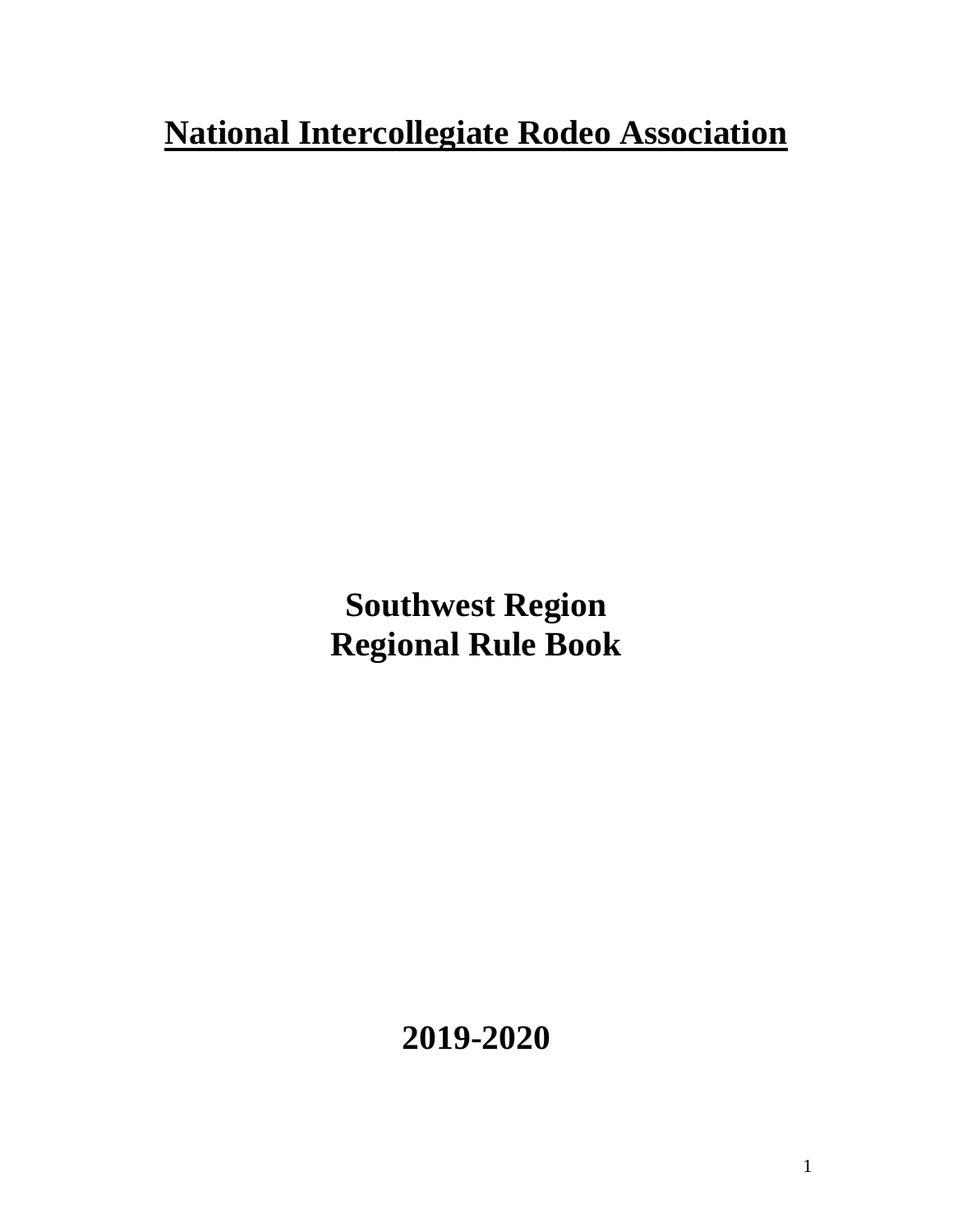# National Intercollegiate Rodeo Association

## Southwest Region
## Regional Rule Book

**2019-2020**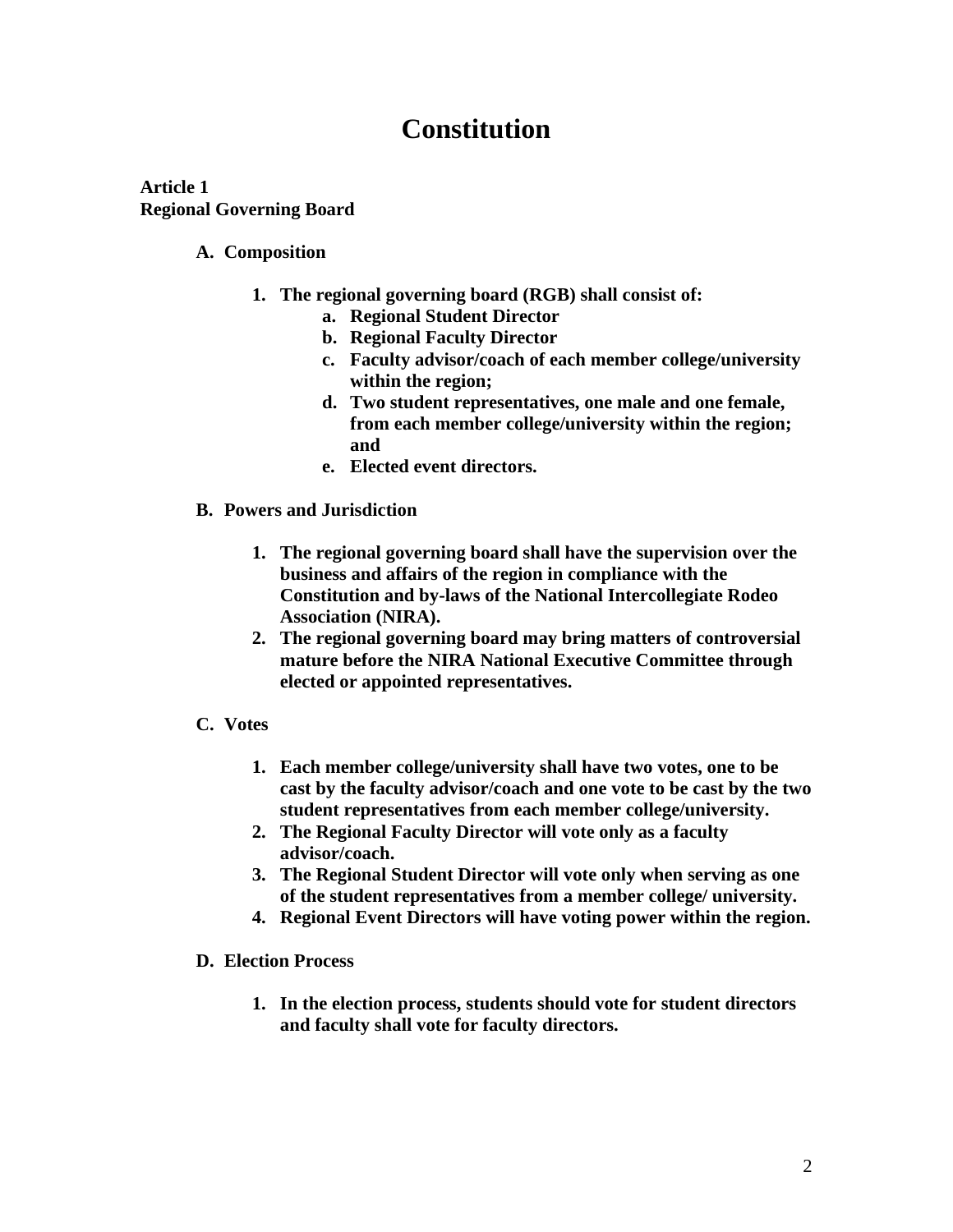# Constitution

**Article 1**
**Regional Governing Board**

**A. Composition**

1. **The regional governing board (RGB) shall consist of:**
   a. **Regional Student Director**
   b. **Regional Faculty Director**
   c. **Faculty advisor/coach of each member college/university within the region;**
   d. **Two student representatives, one male and one female, from each member college/university within the region; and**
   e. **Elected event directors.**

**B. Powers and Jurisdiction**

1. **The regional governing board shall have the supervision over the business and affairs of the region in compliance with the Constitution and by-laws of the National Intercollegiate Rodeo Association (NIRA).**
2. **The regional governing board may bring matters of controversial mature before the NIRA National Executive Committee through elected or appointed representatives.**

**C. Votes**

1. **Each member college/university shall have two votes, one to be cast by the faculty advisor/coach and one vote to be cast by the two student representatives from each member college/university.**
2. **The Regional Faculty Director will vote only as a faculty advisor/coach.**
3. **The Regional Student Director will vote only when serving as one of the student representatives from a member college/ university.**
4. **Regional Event Directors will have voting power within the region.**

**D. Election Process**

1. **In the election process, students should vote for student directors and faculty shall vote for faculty directors.**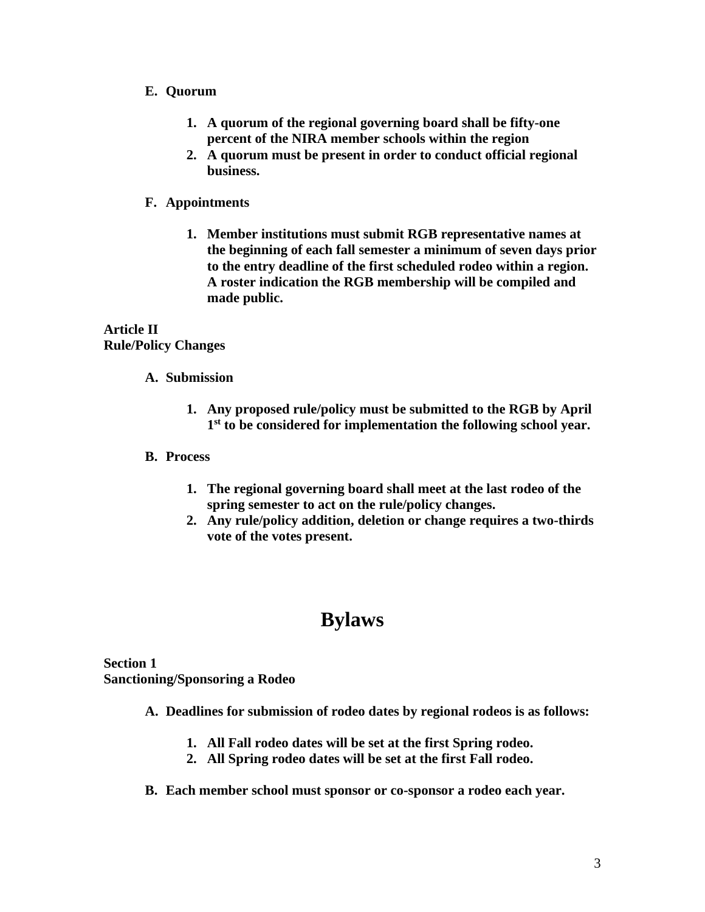**E. Quorum**

1. **A quorum of the regional governing board shall be fifty-one percent of the NIRA member schools within the region**
2. **A quorum must be present in order to conduct official regional business.**

**F. Appointments**

1. **Member institutions must submit RGB representative names at the beginning of each fall semester a minimum of seven days prior to the entry deadline of the first scheduled rodeo within a region. A roster indication the RGB membership will be compiled and made public.**

**Article II**
**Rule/Policy Changes**

**A. Submission**

1. **Any proposed rule/policy must be submitted to the RGB by April 1st to be considered for implementation the following school year.**

**B. Process**

1. **The regional governing board shall meet at the last rodeo of the spring semester to act on the rule/policy changes.**
2. **Any rule/policy addition, deletion or change requires a two-thirds vote of the votes present.**

# Bylaws

**Section 1**
**Sanctioning/Sponsoring a Rodeo**

**A. Deadlines for submission of rodeo dates by regional rodeos is as follows:**

1. **All Fall rodeo dates will be set at the first Spring rodeo.**
2. **All Spring rodeo dates will be set at the first Fall rodeo.**

**B. Each member school must sponsor or co-sponsor a rodeo each year.**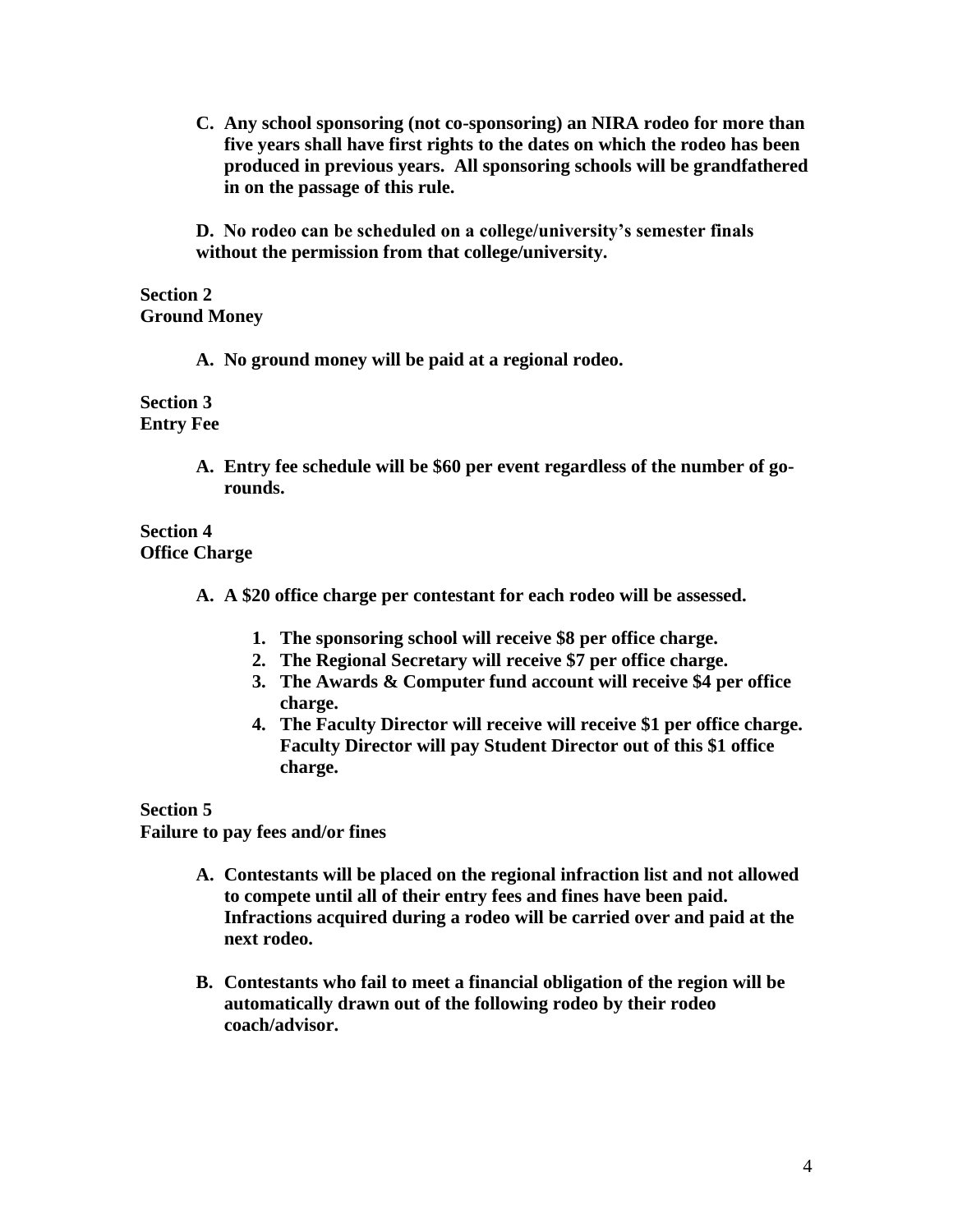**C. Any school sponsoring (not co-sponsoring) an NIRA rodeo for more than five years shall have first rights to the dates on which the rodeo has been produced in previous years. All sponsoring schools will be grandfathered in on the passage of this rule.**

**D. No rodeo can be scheduled on a college/university's semester finals without the permission from that college/university.**

**Section 2**
**Ground Money**

**A. No ground money will be paid at a regional rodeo.**

**Section 3**
**Entry Fee**

**A. Entry fee schedule will be $60 per event regardless of the number of go-rounds.**

**Section 4**
**Office Charge**

**A. A $20 office charge per contestant for each rodeo will be assessed.**

1. **The sponsoring school will receive $8 per office charge.**
2. **The Regional Secretary will receive $7 per office charge.**
3. **The Awards & Computer fund account will receive $4 per office charge.**
4. **The Faculty Director will receive will receive $1 per office charge. Faculty Director will pay Student Director out of this $1 office charge.**

**Section 5**
**Failure to pay fees and/or fines**

**A. Contestants will be placed on the regional infraction list and not allowed to compete until all of their entry fees and fines have been paid. Infractions acquired during a rodeo will be carried over and paid at the next rodeo.**

**B. Contestants who fail to meet a financial obligation of the region will be automatically drawn out of the following rodeo by their rodeo coach/advisor.**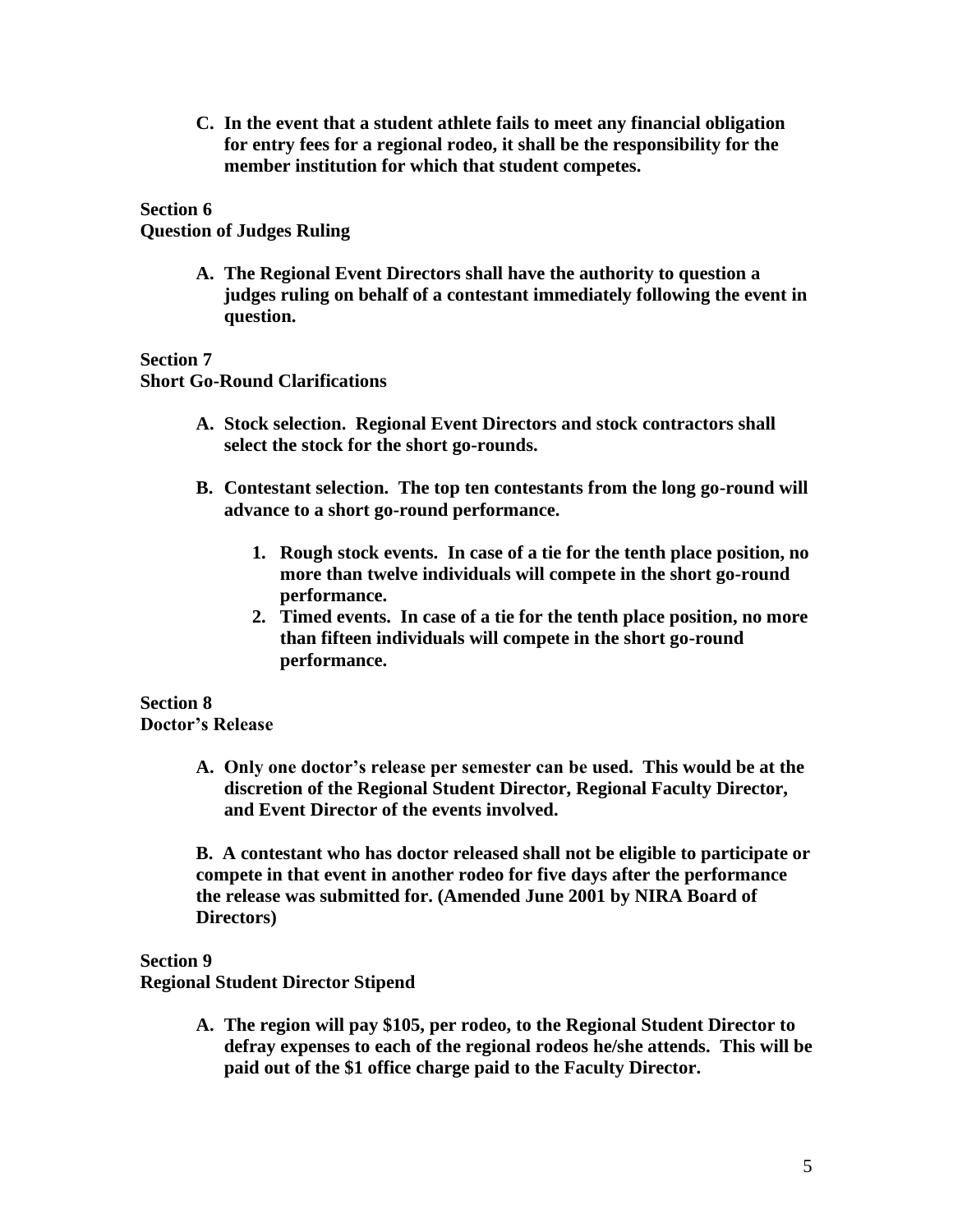**C. In the event that a student athlete fails to meet any financial obligation for entry fees for a regional rodeo, it shall be the responsibility for the member institution for which that student competes.**

**Section 6**
**Question of Judges Ruling**

**A. The Regional Event Directors shall have the authority to question a judges ruling on behalf of a contestant immediately following the event in question.**

**Section 7**
**Short Go-Round Clarifications**

**A. Stock selection. Regional Event Directors and stock contractors shall select the stock for the short go-rounds.**

**B. Contestant selection. The top ten contestants from the long go-round will advance to a short go-round performance.**

1. **Rough stock events. In case of a tie for the tenth place position, no more than twelve individuals will compete in the short go-round performance.**
2. **Timed events. In case of a tie for the tenth place position, no more than fifteen individuals will compete in the short go-round performance.**

**Section 8**
**Doctor's Release**

**A. Only one doctor's release per semester can be used. This would be at the discretion of the Regional Student Director, Regional Faculty Director, and Event Director of the events involved.**

**B. A contestant who has doctor released shall not be eligible to participate or compete in that event in another rodeo for five days after the performance the release was submitted for. (Amended June 2001 by NIRA Board of Directors)**

**Section 9**
**Regional Student Director Stipend**

**A. The region will pay $105, per rodeo, to the Regional Student Director to defray expenses to each of the regional rodeos he/she attends. This will be paid out of the $1 office charge paid to the Faculty Director.**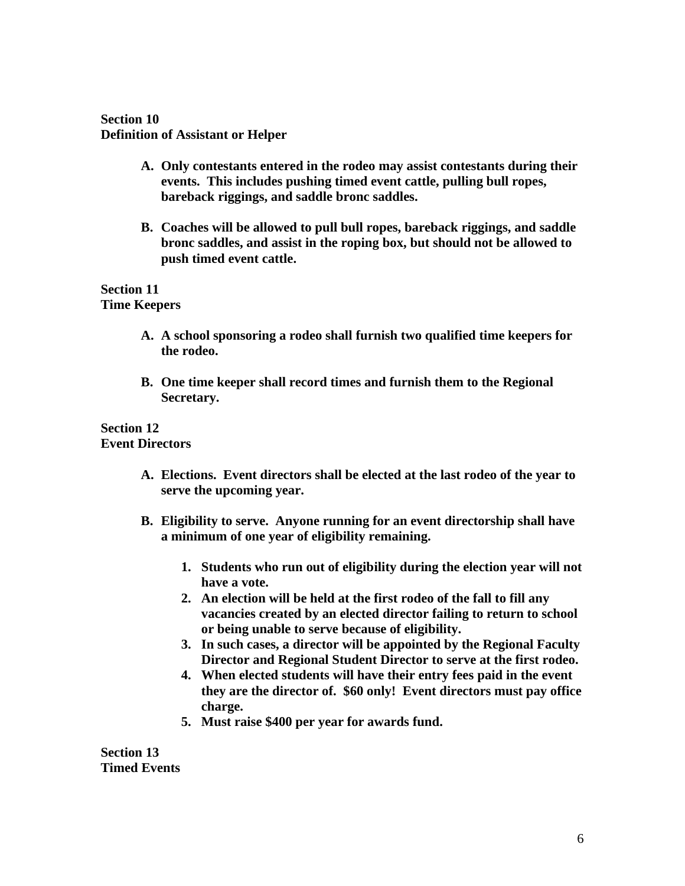**Section 10**
**Definition of Assistant or Helper**

A. **Only contestants entered in the rodeo may assist contestants during their events. This includes pushing timed event cattle, pulling bull ropes, bareback riggings, and saddle bronc saddles.**

B. **Coaches will be allowed to pull bull ropes, bareback riggings, and saddle bronc saddles, and assist in the roping box, but should not be allowed to push timed event cattle.**

**Section 11**
**Time Keepers**

A. **A school sponsoring a rodeo shall furnish two qualified time keepers for the rodeo.**

B. **One time keeper shall record times and furnish them to the Regional Secretary.**

**Section 12**
**Event Directors**

A. **Elections. Event directors shall be elected at the last rodeo of the year to serve the upcoming year.**

B. **Eligibility to serve. Anyone running for an event directorship shall have a minimum of one year of eligibility remaining.**

   1. **Students who run out of eligibility during the election year will not have a vote.**
   2. **An election will be held at the first rodeo of the fall to fill any vacancies created by an elected director failing to return to school or being unable to serve because of eligibility.**
   3. **In such cases, a director will be appointed by the Regional Faculty Director and Regional Student Director to serve at the first rodeo.**
   4. **When elected students will have their entry fees paid in the event they are the director of. $60 only! Event directors must pay office charge.**
   5. **Must raise $400 per year for awards fund.**

**Section 13**
**Timed Events**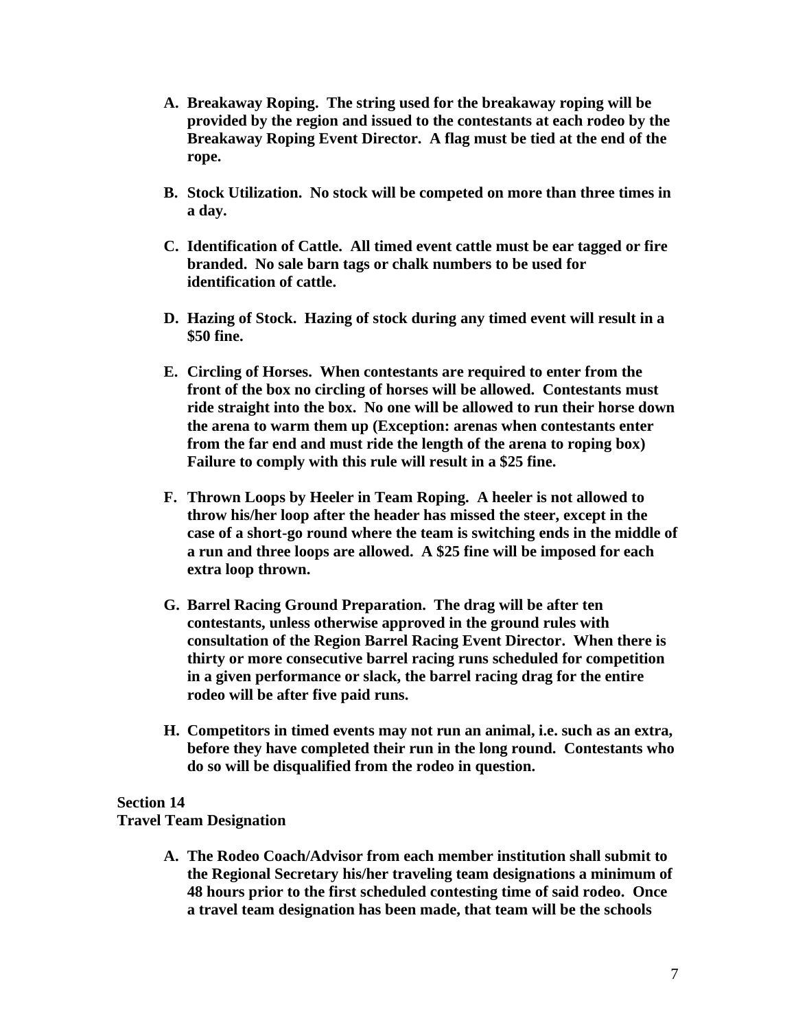**A. Breakaway Roping. The string used for the breakaway roping will be provided by the region and issued to the contestants at each rodeo by the Breakaway Roping Event Director. A flag must be tied at the end of the rope.**

**B. Stock Utilization. No stock will be competed on more than three times in a day.**

**C. Identification of Cattle. All timed event cattle must be ear tagged or fire branded. No sale barn tags or chalk numbers to be used for identification of cattle.**

**D. Hazing of Stock. Hazing of stock during any timed event will result in a $50 fine.**

**E. Circling of Horses. When contestants are required to enter from the front of the box no circling of horses will be allowed. Contestants must ride straight into the box. No one will be allowed to run their horse down the arena to warm them up (Exception: arenas when contestants enter from the far end and must ride the length of the arena to roping box) Failure to comply with this rule will result in a $25 fine.**

**F. Thrown Loops by Heeler in Team Roping. A heeler is not allowed to throw his/her loop after the header has missed the steer, except in the case of a short-go round where the team is switching ends in the middle of a run and three loops are allowed. A $25 fine will be imposed for each extra loop thrown.**

**G. Barrel Racing Ground Preparation. The drag will be after ten contestants, unless otherwise approved in the ground rules with consultation of the Region Barrel Racing Event Director. When there is thirty or more consecutive barrel racing runs scheduled for competition in a given performance or slack, the barrel racing drag for the entire rodeo will be after five paid runs.**

**H. Competitors in timed events may not run an animal, i.e. such as an extra, before they have completed their run in the long round. Contestants who do so will be disqualified from the rodeo in question.**

## Section 14
## Travel Team Designation

**A. The Rodeo Coach/Advisor from each member institution shall submit to the Regional Secretary his/her traveling team designations a minimum of 48 hours prior to the first scheduled contesting time of said rodeo. Once a travel team designation has been made, that team will be the schools**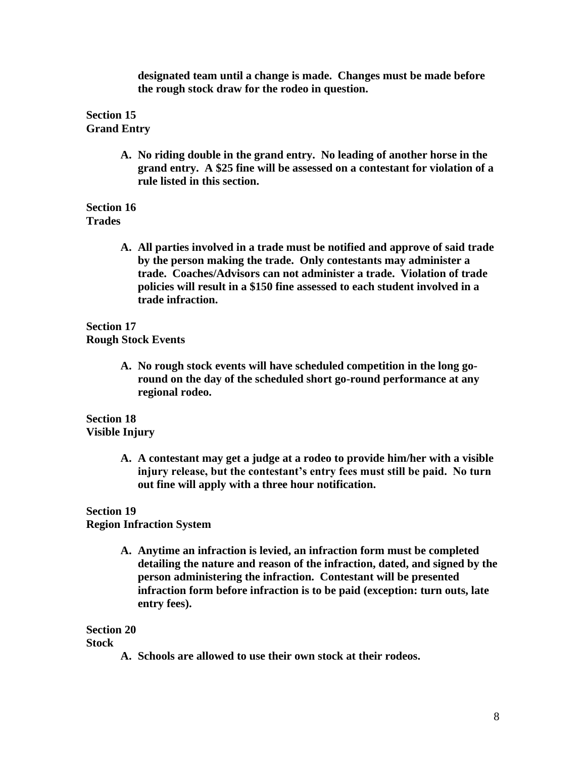**designated team until a change is made. Changes must be made before the rough stock draw for the rodeo in question.**

**Section 15**
**Grand Entry**

A. **No riding double in the grand entry. No leading of another horse in the grand entry. A $25 fine will be assessed on a contestant for violation of a rule listed in this section.**

**Section 16**
**Trades**

A. **All parties involved in a trade must be notified and approve of said trade by the person making the trade. Only contestants may administer a trade. Coaches/Advisors can not administer a trade. Violation of trade policies will result in a $150 fine assessed to each student involved in a trade infraction.**

**Section 17**
**Rough Stock Events**

A. **No rough stock events will have scheduled competition in the long go-round on the day of the scheduled short go-round performance at any regional rodeo.**

**Section 18**
**Visible Injury**

A. **A contestant may get a judge at a rodeo to provide him/her with a visible injury release, but the contestant's entry fees must still be paid. No turn out fine will apply with a three hour notification.**

**Section 19**
**Region Infraction System**

A. **Anytime an infraction is levied, an infraction form must be completed detailing the nature and reason of the infraction, dated, and signed by the person administering the infraction. Contestant will be presented infraction form before infraction is to be paid (exception: turn outs, late entry fees).**

**Section 20**
**Stock**

A. **Schools are allowed to use their own stock at their rodeos.**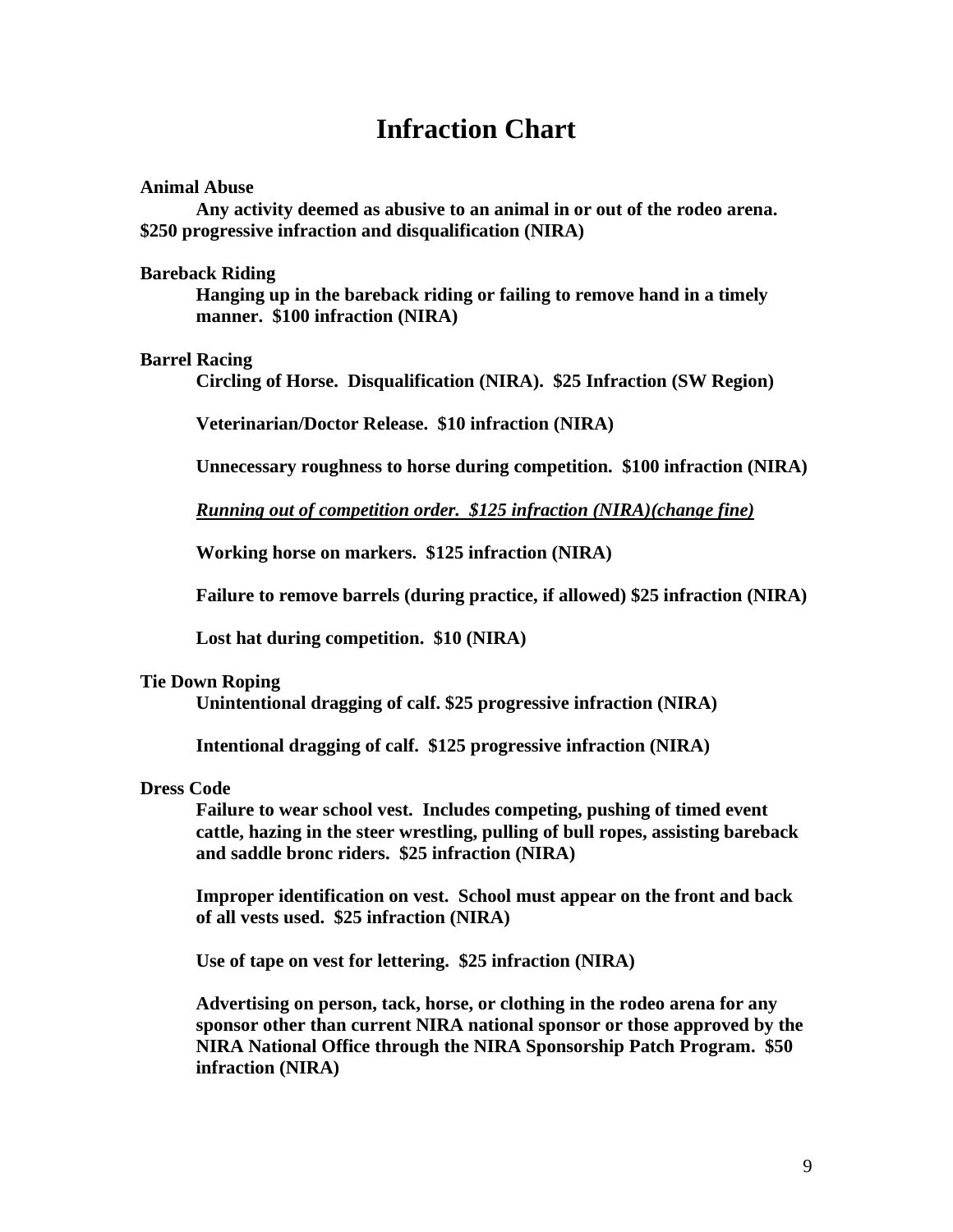# Infraction Chart

**Animal Abuse**

**Any activity deemed as abusive to an animal in or out of the rodeo arena. $250 progressive infraction and disqualification (NIRA)**

**Bareback Riding**

**Hanging up in the bareback riding or failing to remove hand in a timely manner. $100 infraction (NIRA)**

**Barrel Racing**

**Circling of Horse. Disqualification (NIRA). $25 Infraction (SW Region)**

**Veterinarian/Doctor Release. $10 infraction (NIRA)**

**Unnecessary roughness to horse during competition. $100 infraction (NIRA)**

***<u>Running out of competition order. $125 infraction (NIRA)(change fine)</u>***

**Working horse on markers. $125 infraction (NIRA)**

**Failure to remove barrels (during practice, if allowed) $25 infraction (NIRA)**

**Lost hat during competition. $10 (NIRA)**

**Tie Down Roping**

**Unintentional dragging of calf. $25 progressive infraction (NIRA)**

**Intentional dragging of calf. $125 progressive infraction (NIRA)**

**Dress Code**

**Failure to wear school vest. Includes competing, pushing of timed event cattle, hazing in the steer wrestling, pulling of bull ropes, assisting bareback and saddle bronc riders. $25 infraction (NIRA)**

**Improper identification on vest. School must appear on the front and back of all vests used. $25 infraction (NIRA)**

**Use of tape on vest for lettering. $25 infraction (NIRA)**

**Advertising on person, tack, horse, or clothing in the rodeo arena for any sponsor other than current NIRA national sponsor or those approved by the NIRA National Office through the NIRA Sponsorship Patch Program. $50 infraction (NIRA)**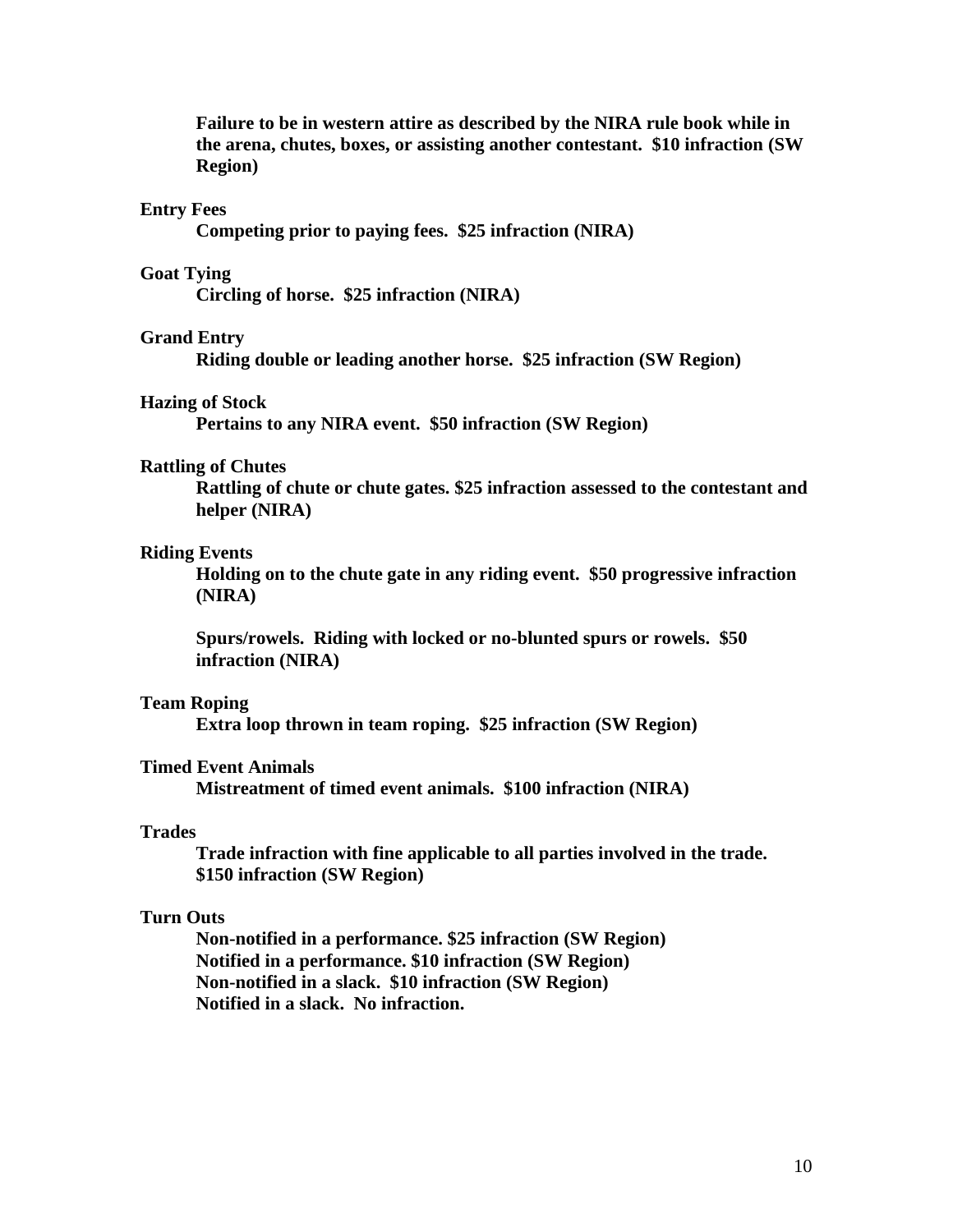**Failure to be in western attire as described by the NIRA rule book while in the arena, chutes, boxes, or assisting another contestant. $10 infraction (SW Region)**

**Entry Fees**

**Competing prior to paying fees. $25 infraction (NIRA)**

**Goat Tying**

**Circling of horse. $25 infraction (NIRA)**

**Grand Entry**

**Riding double or leading another horse. $25 infraction (SW Region)**

**Hazing of Stock**

**Pertains to any NIRA event. $50 infraction (SW Region)**

**Rattling of Chutes**

**Rattling of chute or chute gates. $25 infraction assessed to the contestant and helper (NIRA)**

**Riding Events**

**Holding on to the chute gate in any riding event. $50 progressive infraction (NIRA)**

**Spurs/rowels. Riding with locked or no-blunted spurs or rowels. $50 infraction (NIRA)**

**Team Roping**

**Extra loop thrown in team roping. $25 infraction (SW Region)**

**Timed Event Animals**

**Mistreatment of timed event animals. $100 infraction (NIRA)**

**Trades**

**Trade infraction with fine applicable to all parties involved in the trade. $150 infraction (SW Region)**

**Turn Outs**

**Non-notified in a performance. $25 infraction (SW Region)**
**Notified in a performance. $10 infraction (SW Region)**
**Non-notified in a slack. $10 infraction (SW Region)**
**Notified in a slack. No infraction.**